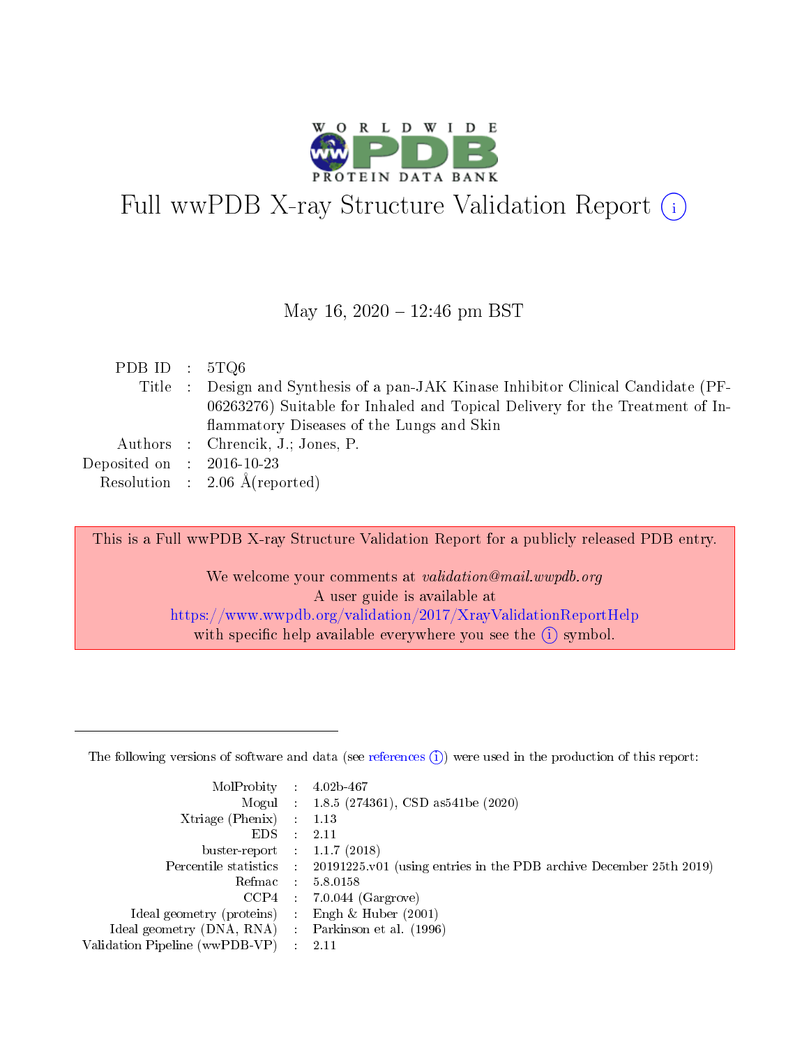# Full wwPDB X-ray Structure Validation Report (i)

May 16, 2020 – 12:46 pm BST

| | | |
|---|---|---|
| PDB ID | : | 5TQ6 |
| Title | : | Design and Synthesis of a pan-JAK Kinase Inhibitor Clinical Candidate (PF-06263276) Suitable for Inhaled and Topical Delivery for the Treatment of Inflammatory Diseases of the Lungs and Skin |
| Authors | : | Chrencik, J.; Jones, P. |
| Deposited on | : | 2016-10-23 |
| Resolution | : | 2.06 Å(reported) |

This is a Full wwPDB X-ray Structure Validation Report for a publicly released PDB entry.

We welcome your comments at *validation@mail.wwpdb.org*
A user guide is available at
https://www.wwpdb.org/validation/2017/XrayValidationReportHelp
with specific help available everywhere you see the (i) symbol.

---

The following versions of software and data (see references (i)) were used in the production of this report:

| | | |
|---|---|---|
| MolProbity | : | 4.02b-467 |
| Mogul | : | 1.8.5 (274361), CSD as541be (2020) |
| Xtriage (Phenix) | : | 1.13 |
| EDS | : | 2.11 |
| buster-report | : | 1.1.7 (2018) |
| Percentile statistics | : | 20191225.v01 (using entries in the PDB archive December 25th 2019) |
| Refmac | : | 5.8.0158 |
| CCP4 | : | 7.0.044 (Gargrove) |
| Ideal geometry (proteins) | : | Engh & Huber (2001) |
| Ideal geometry (DNA, RNA) | : | Parkinson et al. (1996) |
| Validation Pipeline (wwPDB-VP) | : | 2.11 |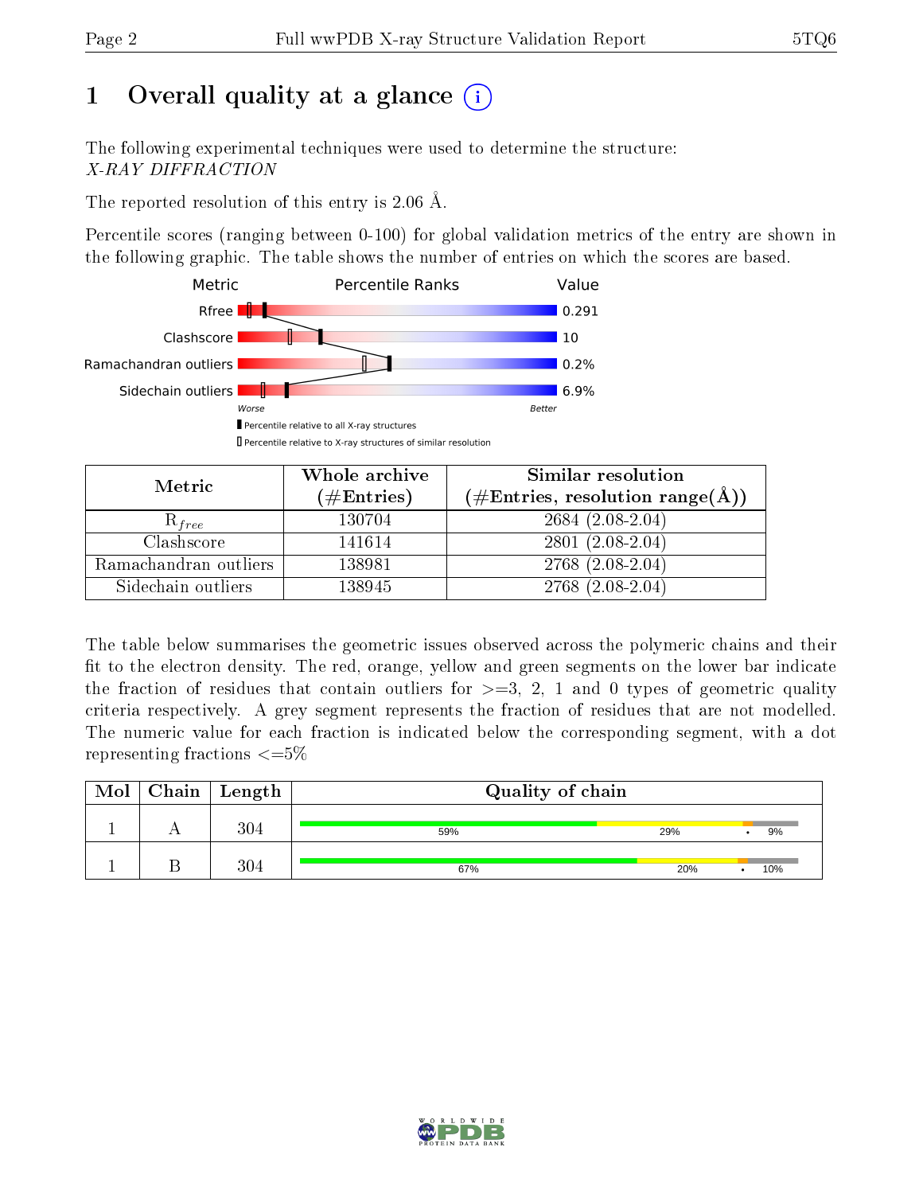# 1 Overall quality at a glance

The following experimental techniques were used to determine the structure:
*X-RAY DIFFRACTION*

The reported resolution of this entry is 2.06 Å.

Percentile scores (ranging between 0-100) for global validation metrics of the entry are shown in the following graphic. The table shows the number of entries on which the scores are based.

| Metric | Value |
|---|---|
| Rfree | 0.291 |
| Clashscore | 10 |
| Ramachandran outliers | 0.2% |
| Sidechain outliers | 6.9% |

Percentile relative to all X-ray structures
Percentile relative to X-ray structures of similar resolution

| Metric | Whole archive (#Entries) | Similar resolution (#Entries, resolution range(Å)) |
|---|---|---|
| $R_{free}$ | 130704 | 2684 (2.08-2.04) |
| Clashscore | 141614 | 2801 (2.08-2.04) |
| Ramachandran outliers | 138981 | 2768 (2.08-2.04) |
| Sidechain outliers | 138945 | 2768 (2.08-2.04) |

The table below summarises the geometric issues observed across the polymeric chains and their fit to the electron density. The red, orange, yellow and green segments on the lower bar indicate the fraction of residues that contain outliers for >=3, 2, 1 and 0 types of geometric quality criteria respectively. A grey segment represents the fraction of residues that are not modelled. The numeric value for each fraction is indicated below the corresponding segment, with a dot representing fractions <=5%

| Mol | Chain | Length | Quality of chain |
|---|---|---|---|
| 1 | A | 304 | 59% / 29% / • / 9% |
| 1 | B | 304 | 67% / 20% / • / 10% |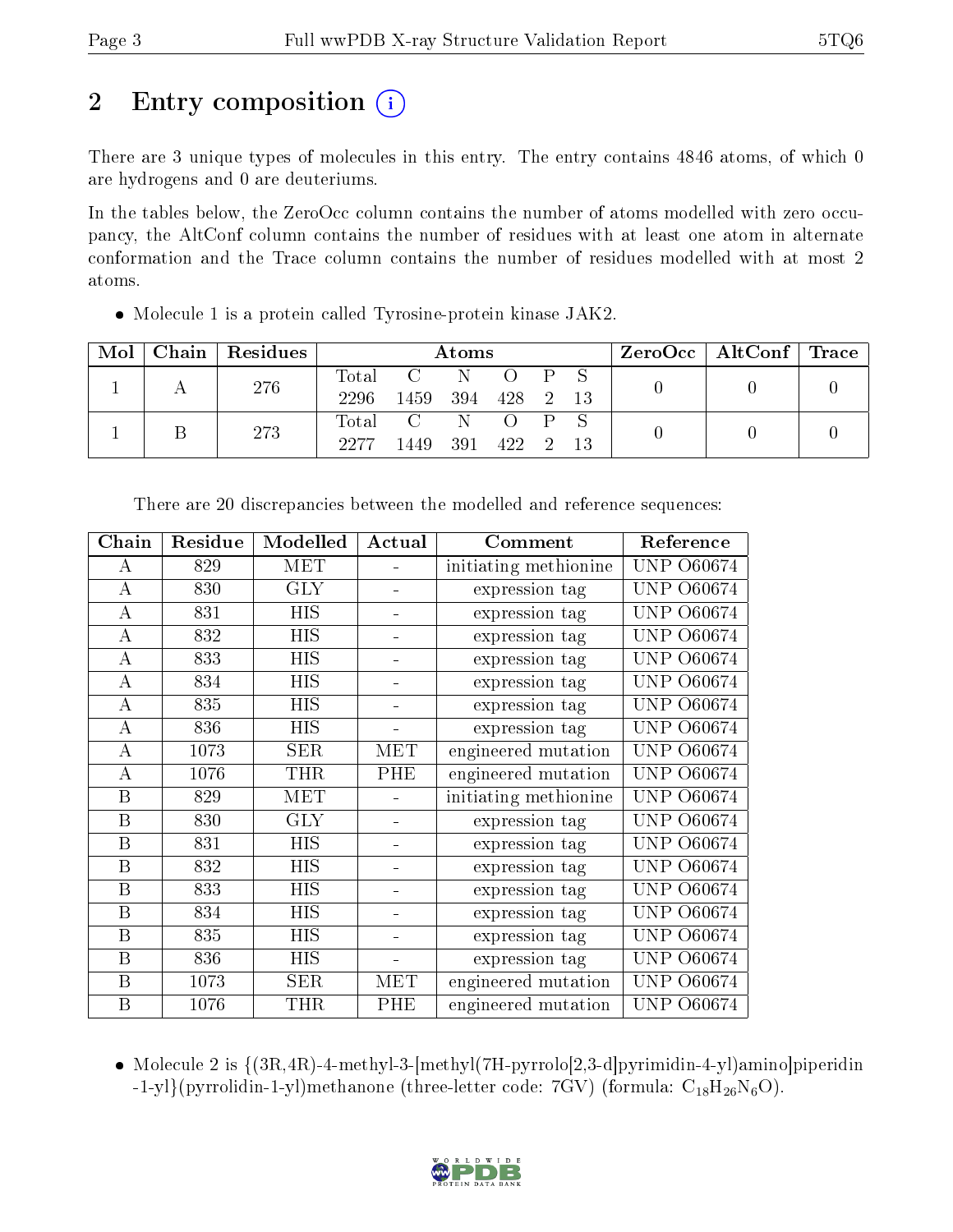# 2 Entry composition

There are 3 unique types of molecules in this entry. The entry contains 4846 atoms, of which 0 are hydrogens and 0 are deuteriums.

In the tables below, the ZeroOcc column contains the number of atoms modelled with zero occupancy, the AltConf column contains the number of residues with at least one atom in alternate conformation and the Trace column contains the number of residues modelled with at most 2 atoms.

- Molecule 1 is a protein called Tyrosine-protein kinase JAK2.

| Mol | Chain | Residues | Atoms | | | | | | ZeroOcc | AltConf | Trace |
|---|---|---|---|---|---|---|---|---|---|---|---|
| 1 | A | 276 | Total 2296 | C 1459 | N 394 | O 428 | P 2 | S 13 | 0 | 0 | 0 |
| 1 | B | 273 | Total 2277 | C 1449 | N 391 | O 422 | P 2 | S 13 | 0 | 0 | 0 |

There are 20 discrepancies between the modelled and reference sequences:

| Chain | Residue | Modelled | Actual | Comment | Reference |
|---|---|---|---|---|---|
| A | 829 | MET | - | initiating methionine | UNP O60674 |
| A | 830 | GLY | - | expression tag | UNP O60674 |
| A | 831 | HIS | - | expression tag | UNP O60674 |
| A | 832 | HIS | - | expression tag | UNP O60674 |
| A | 833 | HIS | - | expression tag | UNP O60674 |
| A | 834 | HIS | - | expression tag | UNP O60674 |
| A | 835 | HIS | - | expression tag | UNP O60674 |
| A | 836 | HIS | - | expression tag | UNP O60674 |
| A | 1073 | SER | MET | engineered mutation | UNP O60674 |
| A | 1076 | THR | PHE | engineered mutation | UNP O60674 |
| B | 829 | MET | - | initiating methionine | UNP O60674 |
| B | 830 | GLY | - | expression tag | UNP O60674 |
| B | 831 | HIS | - | expression tag | UNP O60674 |
| B | 832 | HIS | - | expression tag | UNP O60674 |
| B | 833 | HIS | - | expression tag | UNP O60674 |
| B | 834 | HIS | - | expression tag | UNP O60674 |
| B | 835 | HIS | - | expression tag | UNP O60674 |
| B | 836 | HIS | - | expression tag | UNP O60674 |
| B | 1073 | SER | MET | engineered mutation | UNP O60674 |
| B | 1076 | THR | PHE | engineered mutation | UNP O60674 |

- Molecule 2 is {(3R,4R)-4-methyl-3-[methyl(7H-pyrrolo[2,3-d]pyrimidin-4-yl)amino]piperidin-1-yl}(pyrrolidin-1-yl)methanone (three-letter code: 7GV) (formula: $C_{18}H_{26}N_6O$).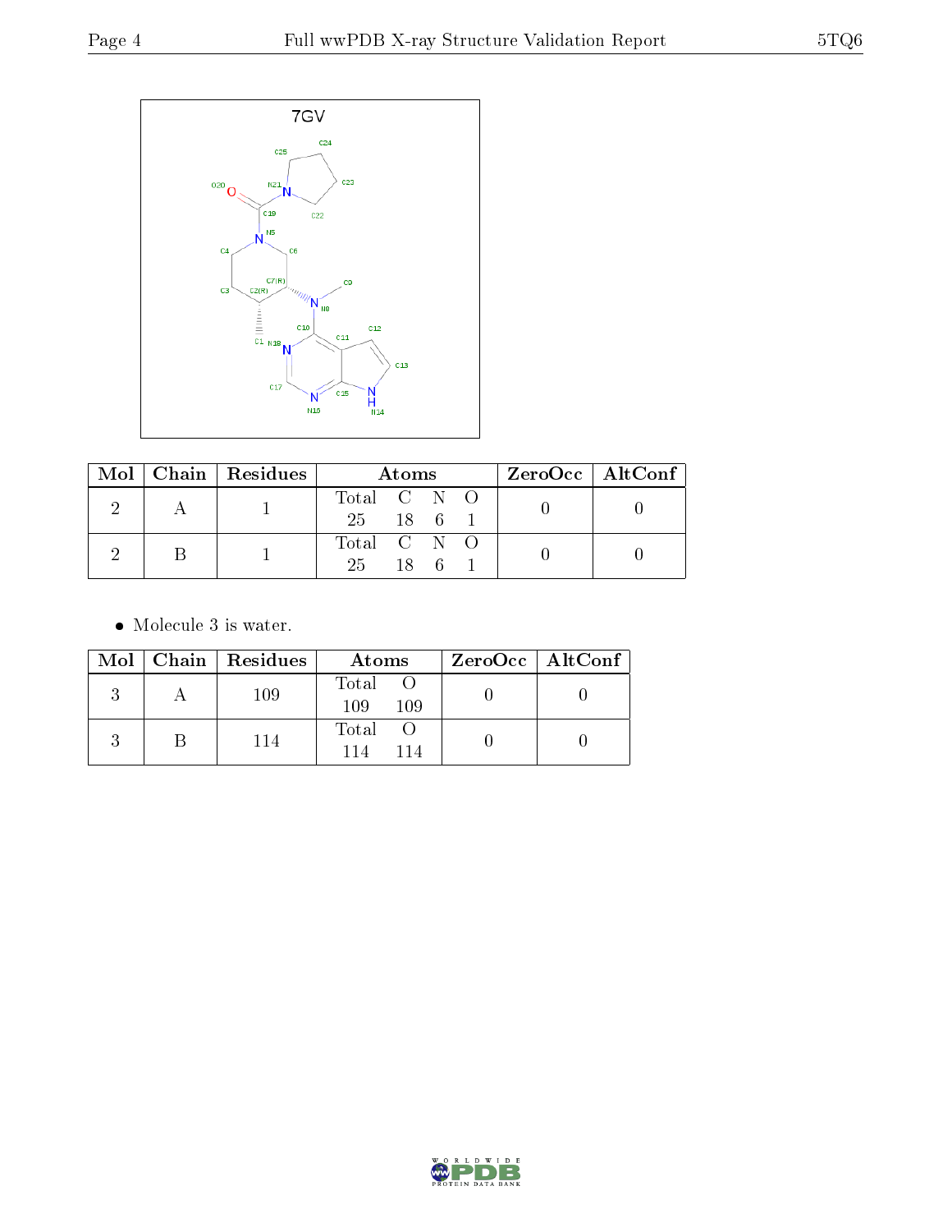7GV

| Mol | Chain | Residues | Atoms | ZeroOcc | AltConf |
|---|---|---|---|---|---|
| 2 | A | 1 | Total C N O<br>25 18 6 1 | 0 | 0 |
| 2 | B | 1 | Total C N O<br>25 18 6 1 | 0 | 0 |

- Molecule 3 is water.

| Mol | Chain | Residues | Atoms | ZeroOcc | AltConf |
|---|---|---|---|---|---|
| 3 | A | 109 | Total O<br>109 109 | 0 | 0 |
| 3 | B | 114 | Total O<br>114 114 | 0 | 0 |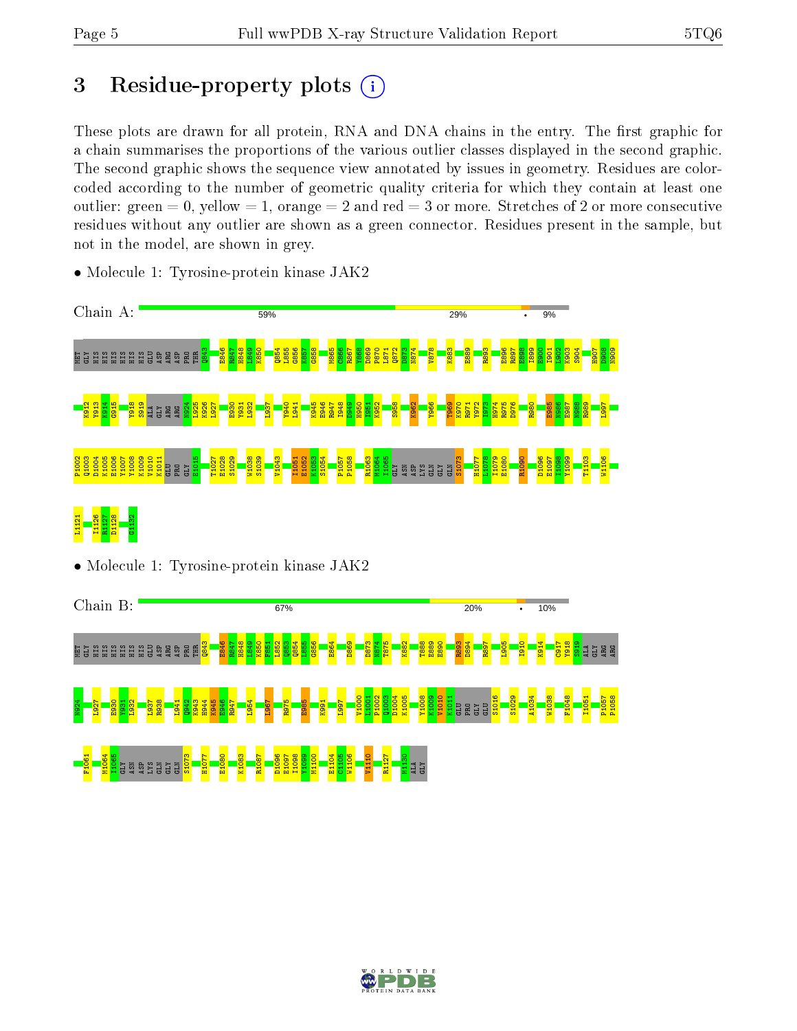# 3 Residue-property plots

These plots are drawn for all protein, RNA and DNA chains in the entry. The first graphic for a chain summarises the proportions of the various outlier classes displayed in the second graphic. The second graphic shows the sequence view annotated by issues in geometry. Residues are color-coded according to the number of geometric quality criteria for which they contain at least one outlier: green = 0, yellow = 1, orange = 2 and red = 3 or more. Stretches of 2 or more consecutive residues without any outlier are shown as a green connector. Residues present in the sample, but not in the model, are shown in grey.

- Molecule 1: Tyrosine-protein kinase JAK2

Chain A: 59% 29% • 9%

MET GLY HIS HIS HIS HIS HIS HIS GLU ASP ARG ASP PRO THR Q843 E846 R847 H848 L849 K850 Q854 L855 G856 K857 G858 M865 C866 R867 Y868 D869 P870 L871 Q872 D873 N874 V878 K883 E889 R893 E896 R897 E898 I899 E900 I901 L902 K903 S904 H907 D908 N909 K912 Y913 K914 G915 Y918 S919 ALA GLY ARG ARG N924 L925 K926 L927 E930 Y931 L932 L937 Y940 L941 K945 E946 R947 I948 D949 H950 I951 K952 S958 K962 Y966 T969 K970 R971 Y972 I973 H974 R975 D976 R980 E985 N986 E987 N988 R989 L997 P1002 Q1003 D1004 K1005 E1006 Y1007 Y1008 K1009 V1010 K1011 GLU PRO GLY E1015 T1027 E1028 S1029 W1038 S1039 V1043 I1051 E1052 K1053 S1054 P1057 P1058 R1063 M1064 I1065 GLY ASN ASP LYS GLN GLY GLN S1073 H1077 L1078 I1079 E1080 R1090 D1096 E1097 I1098 Y1099 T1103 W1106 L1121 I1126 R1127 D1128 G1132

- Molecule 1: Tyrosine-protein kinase JAK2

Chain B: 67% 20% • 10%

MET GLY HIS HIS HIS HIS HIS HIS GLU ASP ARG ASP PRO THR Q843 E846 R847 H848 L849 K850 F851 L852 Q853 Q854 L855 G856 E864 D869 D873 N874 T875 K882 T888 E889 E890 R893 D894 R897 L905 I910 K914 C917 Y918 S919 ALA GLY ARG ARG N924 L927 E930 Y931 L932 L937 R938 L941 Q942 K943 H944 K945 E946 R947 L954 L967 R975 E985 K991 L997 V1000 L1001 P1002 Q1003 D1004 K1005 Y1008 K1009 V1010 K1011 GLU PRO GLY GLU S1016 S1029 A1034 W1038 F1048 I1051 P1057 P1058 F1061 M1064 I1065 GLY ASN ASP LYS GLN GLY GLN S1073 H1077 E1080 K1083 R1087 D1096 E1097 I1098 Y1099 M1100 E1104 C1105 W1106 V1110 R1127 M1130 ALA GLY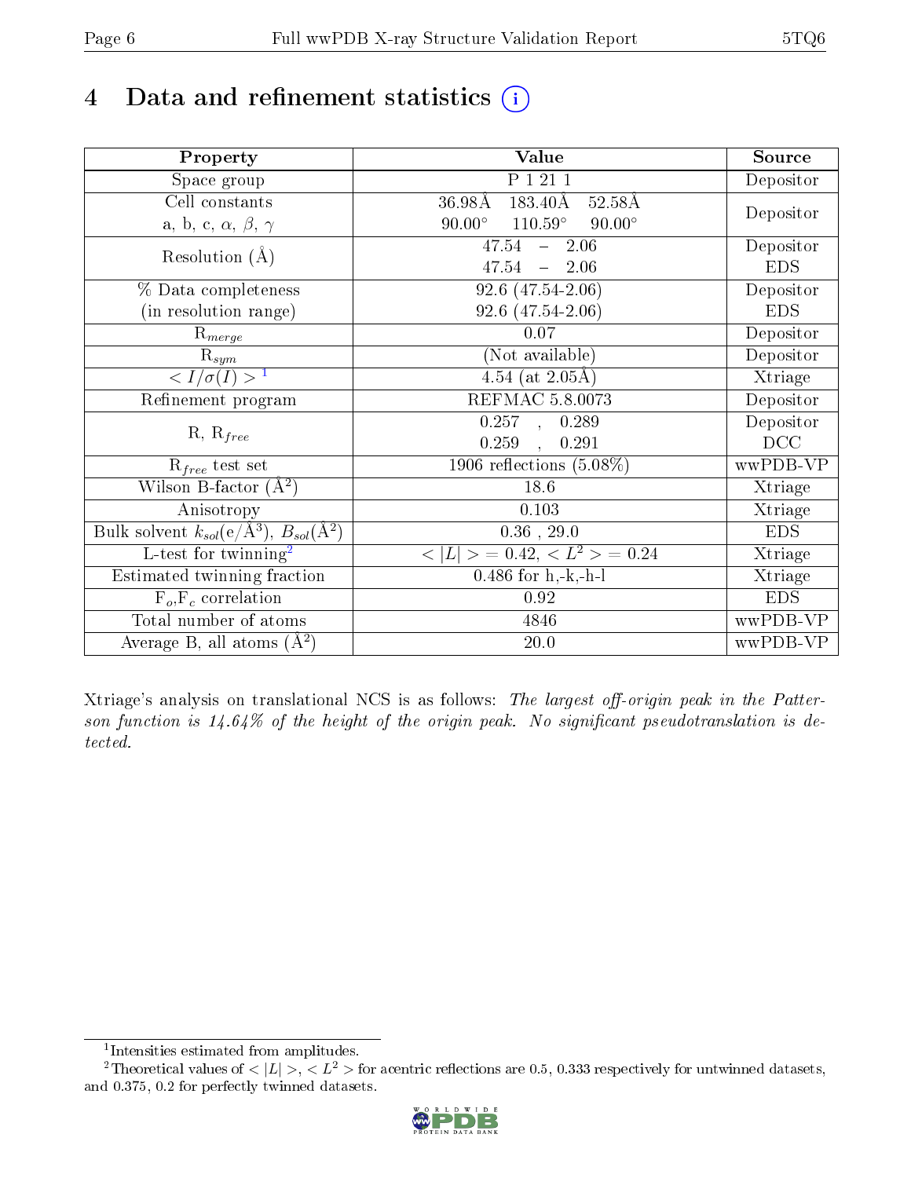# 4 Data and refinement statistics (i)

| Property | Value | Source |
|---|---|---|
| Space group | P 1 21 1 | Depositor |
| Cell constants<br>a, b, c, $\alpha$, $\beta$, $\gamma$ | 36.98Å 183.40Å 52.58Å<br>90.00° 110.59° 90.00° | Depositor |
| Resolution (Å) | 47.54 – 2.06<br>47.54 – 2.06 | Depositor<br>EDS |
| % Data completeness<br>(in resolution range) | 92.6 (47.54-2.06)<br>92.6 (47.54-2.06) | Depositor<br>EDS |
| $R_{merge}$ | 0.07 | Depositor |
| $R_{sym}$ | (Not available) | Depositor |
| $< I/\sigma(I) >$ [1] | 4.54 (at 2.05Å) | Xtriage |
| Refinement program | REFMAC 5.8.0073 | Depositor |
| R, $R_{free}$ | 0.257 , 0.289<br>0.259 , 0.291 | Depositor<br>DCC |
| $R_{free}$ test set | 1906 reflections (5.08%) | wwPDB-VP |
| Wilson B-factor (Å$^2$) | 18.6 | Xtriage |
| Anisotropy | 0.103 | Xtriage |
| Bulk solvent $k_{sol}$(e/Å$^3$), $B_{sol}$(Å$^2$) | 0.36 , 29.0 | EDS |
| L-test for twinning[2] | $< \lvert L \rvert >$ = 0.42, $< L^2 >$ = 0.24 | Xtriage |
| Estimated twinning fraction | 0.486 for h,-k,-h-l | Xtriage |
| $F_o$,$F_c$ correlation | 0.92 | EDS |
| Total number of atoms | 4846 | wwPDB-VP |
| Average B, all atoms (Å$^2$) | 20.0 | wwPDB-VP |

Xtriage's analysis on translational NCS is as follows: *The largest off-origin peak in the Patterson function is 14.64% of the height of the origin peak. No significant pseudotranslation is detected.*

[1] Intensities estimated from amplitudes.

[2] Theoretical values of $< \lvert L \rvert >$, $< L^2 >$ for acentric reflections are 0.5, 0.333 respectively for untwinned datasets, and 0.375, 0.2 for perfectly twinned datasets.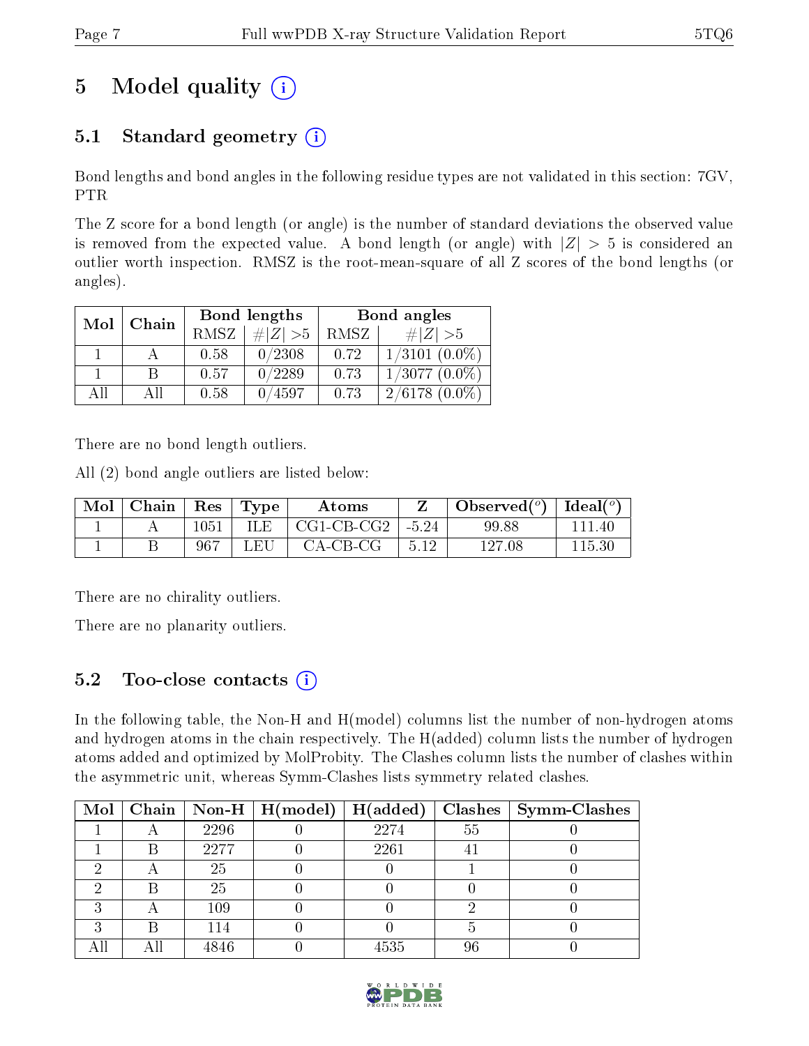# 5 Model quality

## 5.1 Standard geometry

Bond lengths and bond angles in the following residue types are not validated in this section: 7GV, PTR

The Z score for a bond length (or angle) is the number of standard deviations the observed value is removed from the expected value. A bond length (or angle) with $|Z| > 5$ is considered an outlier worth inspection. RMSZ is the root-mean-square of all Z scores of the bond lengths (or angles).

| Mol | Chain | Bond lengths | | Bond angles | |
|---|---|---|---|---|---|
| | | RMSZ | #$\|Z\|$ >5 | RMSZ | #$\|Z\|$ >5 |
| 1 | A | 0.58 | 0/2308 | 0.72 | 1/3101 (0.0%) |
| 1 | B | 0.57 | 0/2289 | 0.73 | 1/3077 (0.0%) |
| All | All | 0.58 | 0/4597 | 0.73 | 2/6178 (0.0%) |

There are no bond length outliers.

All (2) bond angle outliers are listed below:

| Mol | Chain | Res | Type | Atoms | Z | Observed(°) | Ideal(°) |
|---|---|---|---|---|---|---|---|
| 1 | A | 1051 | ILE | CG1-CB-CG2 | -5.24 | 99.88 | 111.40 |
| 1 | B | 967 | LEU | CA-CB-CG | 5.12 | 127.08 | 115.30 |

There are no chirality outliers.

There are no planarity outliers.

## 5.2 Too-close contacts

In the following table, the Non-H and H(model) columns list the number of non-hydrogen atoms and hydrogen atoms in the chain respectively. The H(added) column lists the number of hydrogen atoms added and optimized by MolProbity. The Clashes column lists the number of clashes within the asymmetric unit, whereas Symm-Clashes lists symmetry related clashes.

| Mol | Chain | Non-H | H(model) | H(added) | Clashes | Symm-Clashes |
|---|---|---|---|---|---|---|
| 1 | A | 2296 | 0 | 2274 | 55 | 0 |
| 1 | B | 2277 | 0 | 2261 | 41 | 0 |
| 2 | A | 25 | 0 | 0 | 1 | 0 |
| 2 | B | 25 | 0 | 0 | 0 | 0 |
| 3 | A | 109 | 0 | 0 | 2 | 0 |
| 3 | B | 114 | 0 | 0 | 5 | 0 |
| All | All | 4846 | 0 | 4535 | 96 | 0 |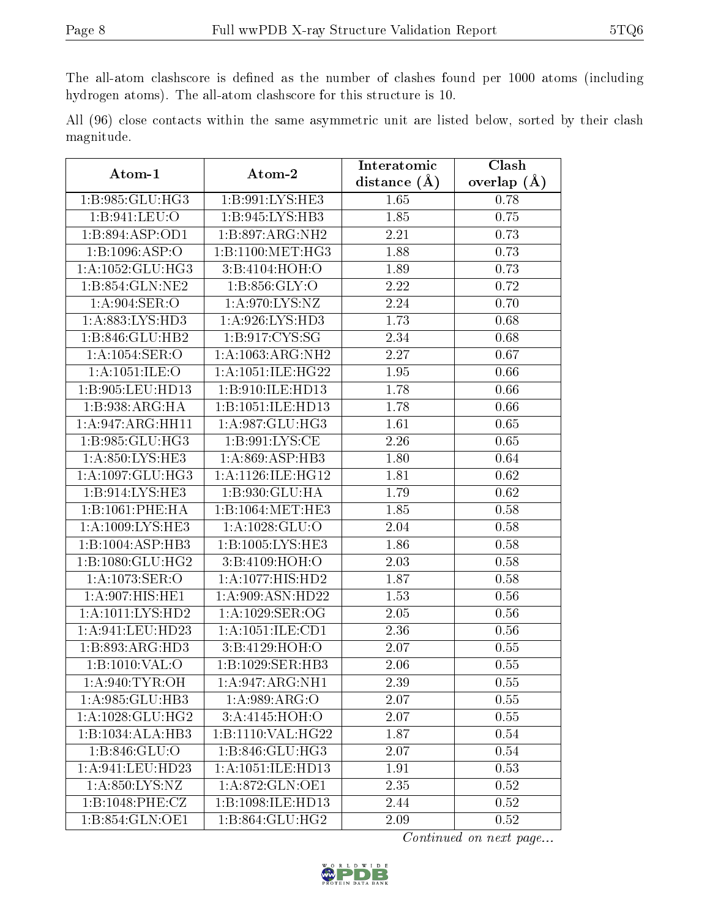The all-atom clashscore is defined as the number of clashes found per 1000 atoms (including hydrogen atoms). The all-atom clashscore for this structure is 10.

All (96) close contacts within the same asymmetric unit are listed below, sorted by their clash magnitude.

| Atom-1 | Atom-2 | Interatomic distance (Å) | Clash overlap (Å) |
|---|---|---|---|
| 1:B:985:GLU:HG3 | 1:B:991:LYS:HE3 | 1.65 | 0.78 |
| 1:B:941:LEU:O | 1:B:945:LYS:HB3 | 1.85 | 0.75 |
| 1:B:894:ASP:OD1 | 1:B:897:ARG:NH2 | 2.21 | 0.73 |
| 1:B:1096:ASP:O | 1:B:1100:MET:HG3 | 1.88 | 0.73 |
| 1:A:1052:GLU:HG3 | 3:B:4104:HOH:O | 1.89 | 0.73 |
| 1:B:854:GLN:NE2 | 1:B:856:GLY:O | 2.22 | 0.72 |
| 1:A:904:SER:O | 1:A:970:LYS:NZ | 2.24 | 0.70 |
| 1:A:883:LYS:HD3 | 1:A:926:LYS:HD3 | 1.73 | 0.68 |
| 1:B:846:GLU:HB2 | 1:B:917:CYS:SG | 2.34 | 0.68 |
| 1:A:1054:SER:O | 1:A:1063:ARG:NH2 | 2.27 | 0.67 |
| 1:A:1051:ILE:O | 1:A:1051:ILE:HG22 | 1.95 | 0.66 |
| 1:B:905:LEU:HD13 | 1:B:910:ILE:HD13 | 1.78 | 0.66 |
| 1:B:938:ARG:HA | 1:B:1051:ILE:HD13 | 1.78 | 0.66 |
| 1:A:947:ARG:HH11 | 1:A:987:GLU:HG3 | 1.61 | 0.65 |
| 1:B:985:GLU:HG3 | 1:B:991:LYS:CE | 2.26 | 0.65 |
| 1:A:850:LYS:HE3 | 1:A:869:ASP:HB3 | 1.80 | 0.64 |
| 1:A:1097:GLU:HG3 | 1:A:1126:ILE:HG12 | 1.81 | 0.62 |
| 1:B:914:LYS:HE3 | 1:B:930:GLU:HA | 1.79 | 0.62 |
| 1:B:1061:PHE:HA | 1:B:1064:MET:HE3 | 1.85 | 0.58 |
| 1:A:1009:LYS:HE3 | 1:A:1028:GLU:O | 2.04 | 0.58 |
| 1:B:1004:ASP:HB3 | 1:B:1005:LYS:HE3 | 1.86 | 0.58 |
| 1:B:1080:GLU:HG2 | 3:B:4109:HOH:O | 2.03 | 0.58 |
| 1:A:1073:SER:O | 1:A:1077:HIS:HD2 | 1.87 | 0.58 |
| 1:A:907:HIS:HE1 | 1:A:909:ASN:HD22 | 1.53 | 0.56 |
| 1:A:1011:LYS:HD2 | 1:A:1029:SER:OG | 2.05 | 0.56 |
| 1:A:941:LEU:HD23 | 1:A:1051:ILE:CD1 | 2.36 | 0.56 |
| 1:B:893:ARG:HD3 | 3:B:4129:HOH:O | 2.07 | 0.55 |
| 1:B:1010:VAL:O | 1:B:1029:SER:HB3 | 2.06 | 0.55 |
| 1:A:940:TYR:OH | 1:A:947:ARG:NH1 | 2.39 | 0.55 |
| 1:A:985:GLU:HB3 | 1:A:989:ARG:O | 2.07 | 0.55 |
| 1:A:1028:GLU:HG2 | 3:A:4145:HOH:O | 2.07 | 0.55 |
| 1:B:1034:ALA:HB3 | 1:B:1110:VAL:HG22 | 1.87 | 0.54 |
| 1:B:846:GLU:O | 1:B:846:GLU:HG3 | 2.07 | 0.54 |
| 1:A:941:LEU:HD23 | 1:A:1051:ILE:HD13 | 1.91 | 0.53 |
| 1:A:850:LYS:NZ | 1:A:872:GLN:OE1 | 2.35 | 0.52 |
| 1:B:1048:PHE:CZ | 1:B:1098:ILE:HD13 | 2.44 | 0.52 |
| 1:B:854:GLN:OE1 | 1:B:864:GLU:HG2 | 2.09 | 0.52 |

*Continued on next page...*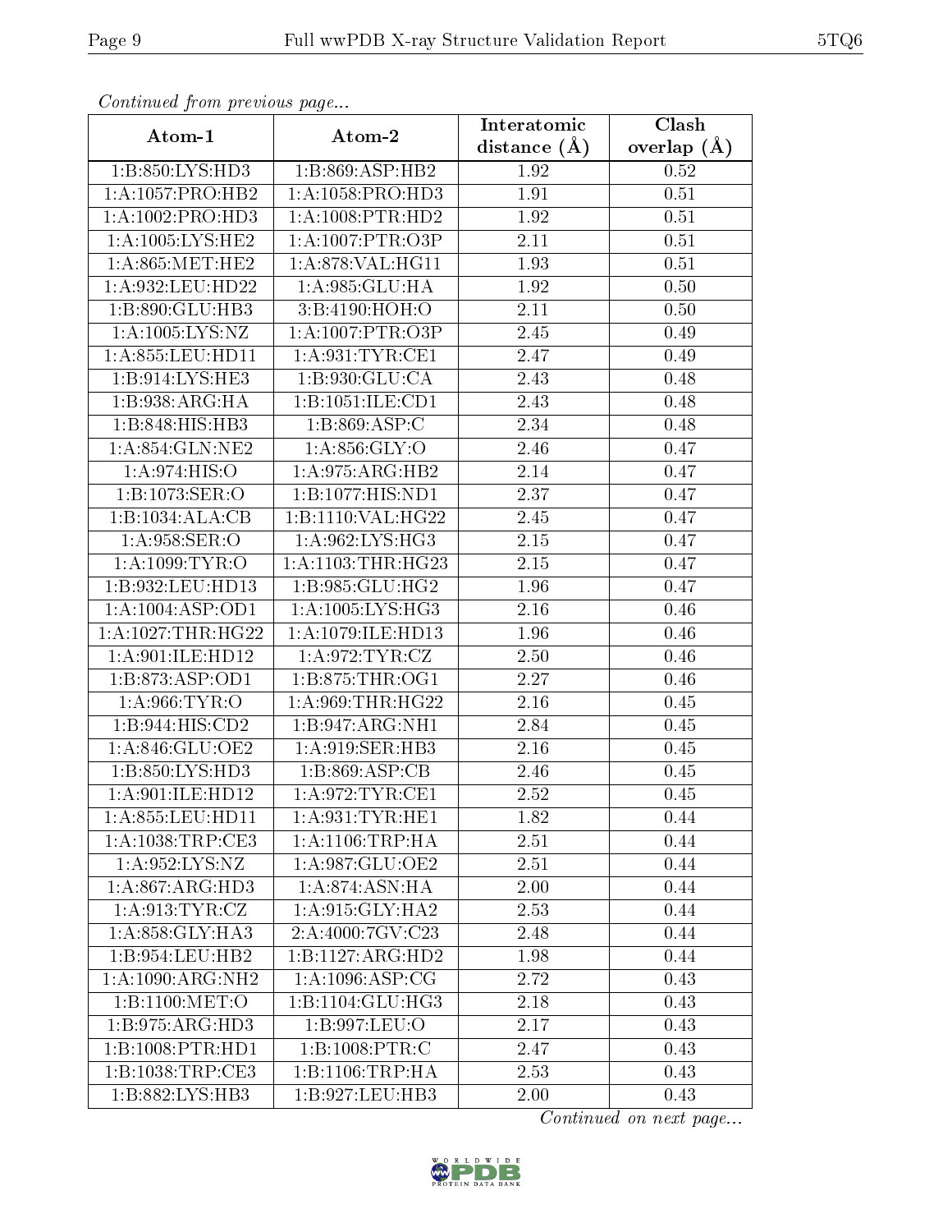*Continued from previous page...*

| Atom-1 | Atom-2 | Interatomic distance (Å) | Clash overlap (Å) |
|---|---|---|---|
| 1:B:850:LYS:HD3 | 1:B:869:ASP:HB2 | 1.92 | 0.52 |
| 1:A:1057:PRO:HB2 | 1:A:1058:PRO:HD3 | 1.91 | 0.51 |
| 1:A:1002:PRO:HD3 | 1:A:1008:PTR:HD2 | 1.92 | 0.51 |
| 1:A:1005:LYS:HE2 | 1:A:1007:PTR:O3P | 2.11 | 0.51 |
| 1:A:865:MET:HE2 | 1:A:878:VAL:HG11 | 1.93 | 0.51 |
| 1:A:932:LEU:HD22 | 1:A:985:GLU:HA | 1.92 | 0.50 |
| 1:B:890:GLU:HB3 | 3:B:4190:HOH:O | 2.11 | 0.50 |
| 1:A:1005:LYS:NZ | 1:A:1007:PTR:O3P | 2.45 | 0.49 |
| 1:A:855:LEU:HD11 | 1:A:931:TYR:CE1 | 2.47 | 0.49 |
| 1:B:914:LYS:HE3 | 1:B:930:GLU:CA | 2.43 | 0.48 |
| 1:B:938:ARG:HA | 1:B:1051:ILE:CD1 | 2.43 | 0.48 |
| 1:B:848:HIS:HB3 | 1:B:869:ASP:C | 2.34 | 0.48 |
| 1:A:854:GLN:NE2 | 1:A:856:GLY:O | 2.46 | 0.47 |
| 1:A:974:HIS:O | 1:A:975:ARG:HB2 | 2.14 | 0.47 |
| 1:B:1073:SER:O | 1:B:1077:HIS:ND1 | 2.37 | 0.47 |
| 1:B:1034:ALA:CB | 1:B:1110:VAL:HG22 | 2.45 | 0.47 |
| 1:A:958:SER:O | 1:A:962:LYS:HG3 | 2.15 | 0.47 |
| 1:A:1099:TYR:O | 1:A:1103:THR:HG23 | 2.15 | 0.47 |
| 1:B:932:LEU:HD13 | 1:B:985:GLU:HG2 | 1.96 | 0.47 |
| 1:A:1004:ASP:OD1 | 1:A:1005:LYS:HG3 | 2.16 | 0.46 |
| 1:A:1027:THR:HG22 | 1:A:1079:ILE:HD13 | 1.96 | 0.46 |
| 1:A:901:ILE:HD12 | 1:A:972:TYR:CZ | 2.50 | 0.46 |
| 1:B:873:ASP:OD1 | 1:B:875:THR:OG1 | 2.27 | 0.46 |
| 1:A:966:TYR:O | 1:A:969:THR:HG22 | 2.16 | 0.45 |
| 1:B:944:HIS:CD2 | 1:B:947:ARG:NH1 | 2.84 | 0.45 |
| 1:A:846:GLU:OE2 | 1:A:919:SER:HB3 | 2.16 | 0.45 |
| 1:B:850:LYS:HD3 | 1:B:869:ASP:CB | 2.46 | 0.45 |
| 1:A:901:ILE:HD12 | 1:A:972:TYR:CE1 | 2.52 | 0.45 |
| 1:A:855:LEU:HD11 | 1:A:931:TYR:HE1 | 1.82 | 0.44 |
| 1:A:1038:TRP:CE3 | 1:A:1106:TRP:HA | 2.51 | 0.44 |
| 1:A:952:LYS:NZ | 1:A:987:GLU:OE2 | 2.51 | 0.44 |
| 1:A:867:ARG:HD3 | 1:A:874:ASN:HA | 2.00 | 0.44 |
| 1:A:913:TYR:CZ | 1:A:915:GLY:HA2 | 2.53 | 0.44 |
| 1:A:858:GLY:HA3 | 2:A:4000:7GV:C23 | 2.48 | 0.44 |
| 1:B:954:LEU:HB2 | 1:B:1127:ARG:HD2 | 1.98 | 0.44 |
| 1:A:1090:ARG:NH2 | 1:A:1096:ASP:CG | 2.72 | 0.43 |
| 1:B:1100:MET:O | 1:B:1104:GLU:HG3 | 2.18 | 0.43 |
| 1:B:975:ARG:HD3 | 1:B:997:LEU:O | 2.17 | 0.43 |
| 1:B:1008:PTR:HD1 | 1:B:1008:PTR:C | 2.47 | 0.43 |
| 1:B:1038:TRP:CE3 | 1:B:1106:TRP:HA | 2.53 | 0.43 |
| 1:B:882:LYS:HB3 | 1:B:927:LEU:HB3 | 2.00 | 0.43 |

*Continued on next page...*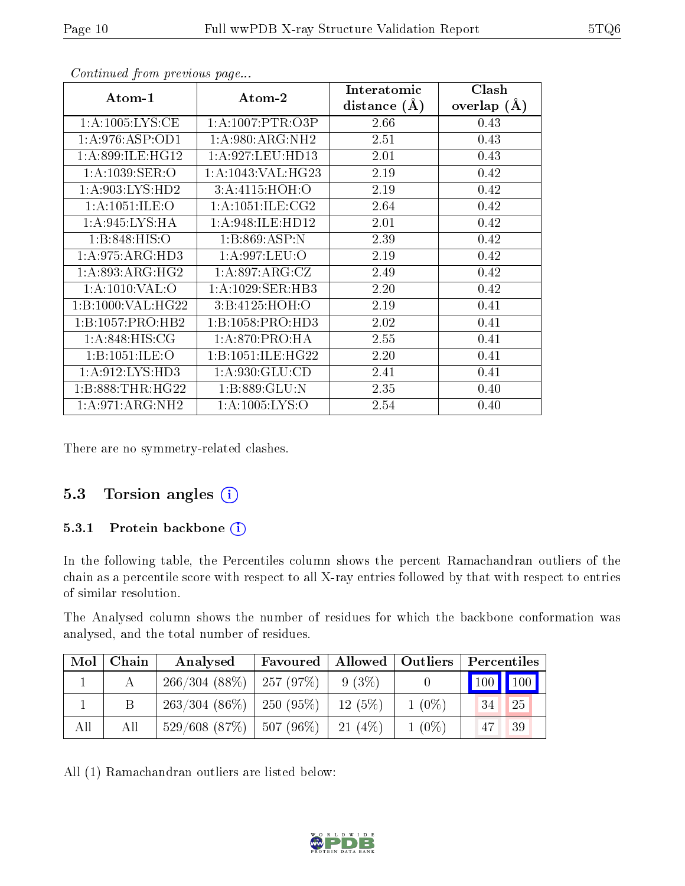*Continued from previous page...*

| Atom-1 | Atom-2 | Interatomic distance (Å) | Clash overlap (Å) |
|---|---|---|---|
| 1:A:1005:LYS:CE | 1:A:1007:PTR:O3P | 2.66 | 0.43 |
| 1:A:976:ASP:OD1 | 1:A:980:ARG:NH2 | 2.51 | 0.43 |
| 1:A:899:ILE:HG12 | 1:A:927:LEU:HD13 | 2.01 | 0.43 |
| 1:A:1039:SER:O | 1:A:1043:VAL:HG23 | 2.19 | 0.42 |
| 1:A:903:LYS:HD2 | 3:A:4115:HOH:O | 2.19 | 0.42 |
| 1:A:1051:ILE:O | 1:A:1051:ILE:CG2 | 2.64 | 0.42 |
| 1:A:945:LYS:HA | 1:A:948:ILE:HD12 | 2.01 | 0.42 |
| 1:B:848:HIS:O | 1:B:869:ASP:N | 2.39 | 0.42 |
| 1:A:975:ARG:HD3 | 1:A:997:LEU:O | 2.19 | 0.42 |
| 1:A:893:ARG:HG2 | 1:A:897:ARG:CZ | 2.49 | 0.42 |
| 1:A:1010:VAL:O | 1:A:1029:SER:HB3 | 2.20 | 0.42 |
| 1:B:1000:VAL:HG22 | 3:B:4125:HOH:O | 2.19 | 0.41 |
| 1:B:1057:PRO:HB2 | 1:B:1058:PRO:HD3 | 2.02 | 0.41 |
| 1:A:848:HIS:CG | 1:A:870:PRO:HA | 2.55 | 0.41 |
| 1:B:1051:ILE:O | 1:B:1051:ILE:HG22 | 2.20 | 0.41 |
| 1:A:912:LYS:HD3 | 1:A:930:GLU:CD | 2.41 | 0.41 |
| 1:B:888:THR:HG22 | 1:B:889:GLU:N | 2.35 | 0.40 |
| 1:A:971:ARG:NH2 | 1:A:1005:LYS:O | 2.54 | 0.40 |

There are no symmetry-related clashes.

## 5.3 Torsion angles

### 5.3.1 Protein backbone

In the following table, the Percentiles column shows the percent Ramachandran outliers of the chain as a percentile score with respect to all X-ray entries followed by that with respect to entries of similar resolution.

The Analysed column shows the number of residues for which the backbone conformation was analysed, and the total number of residues.

| Mol | Chain | Analysed | Favoured | Allowed | Outliers | Percentiles | |
|---|---|---|---|---|---|---|---|
| 1 | A | 266/304 (88%) | 257 (97%) | 9 (3%) | 0 | 100 | 100 |
| 1 | B | 263/304 (86%) | 250 (95%) | 12 (5%) | 1 (0%) | 34 | 25 |
| All | All | 529/608 (87%) | 507 (96%) | 21 (4%) | 1 (0%) | 47 | 39 |

All (1) Ramachandran outliers are listed below: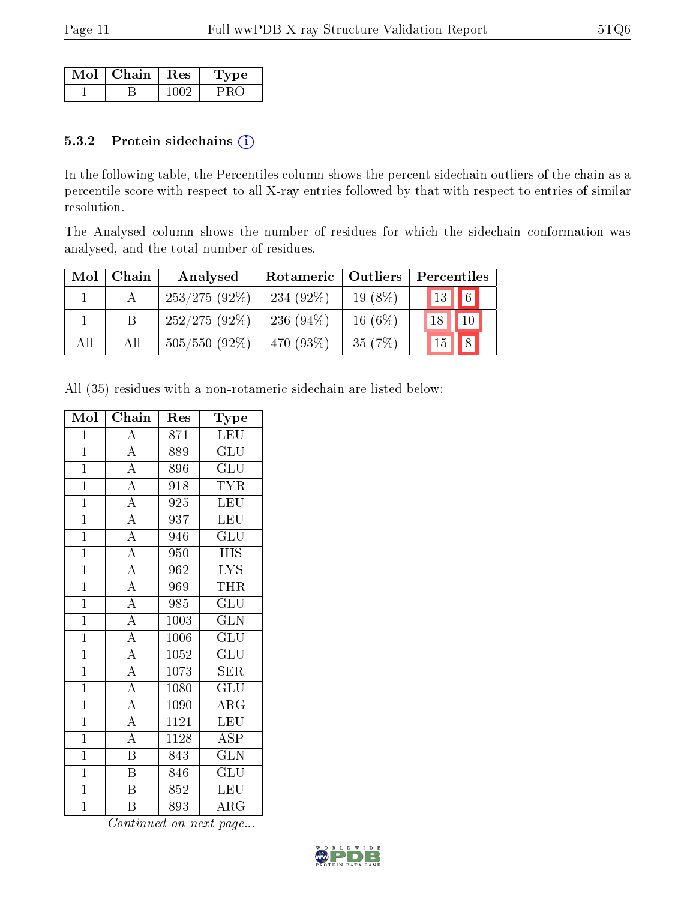| Mol | Chain | Res | Type |
|---|---|---|---|
| 1 | B | 1002 | PRO |

### 5.3.2 Protein sidechains (i)

In the following table, the Percentiles column shows the percent sidechain outliers of the chain as a percentile score with respect to all X-ray entries followed by that with respect to entries of similar resolution.

The Analysed column shows the number of residues for which the sidechain conformation was analysed, and the total number of residues.

| Mol | Chain | Analysed | Rotameric | Outliers | Percentiles | |
|---|---|---|---|---|---|---|
| 1 | A | 253/275 (92%) | 234 (92%) | 19 (8%) | 13 | 6 |
| 1 | B | 252/275 (92%) | 236 (94%) | 16 (6%) | 18 | 10 |
| All | All | 505/550 (92%) | 470 (93%) | 35 (7%) | 15 | 8 |

All (35) residues with a non-rotameric sidechain are listed below:

| Mol | Chain | Res | Type |
|---|---|---|---|
| 1 | A | 871 | LEU |
| 1 | A | 889 | GLU |
| 1 | A | 896 | GLU |
| 1 | A | 918 | TYR |
| 1 | A | 925 | LEU |
| 1 | A | 937 | LEU |
| 1 | A | 946 | GLU |
| 1 | A | 950 | HIS |
| 1 | A | 962 | LYS |
| 1 | A | 969 | THR |
| 1 | A | 985 | GLU |
| 1 | A | 1003 | GLN |
| 1 | A | 1006 | GLU |
| 1 | A | 1052 | GLU |
| 1 | A | 1073 | SER |
| 1 | A | 1080 | GLU |
| 1 | A | 1090 | ARG |
| 1 | A | 1121 | LEU |
| 1 | A | 1128 | ASP |
| 1 | B | 843 | GLN |
| 1 | B | 846 | GLU |
| 1 | B | 852 | LEU |
| 1 | B | 893 | ARG |

*Continued on next page...*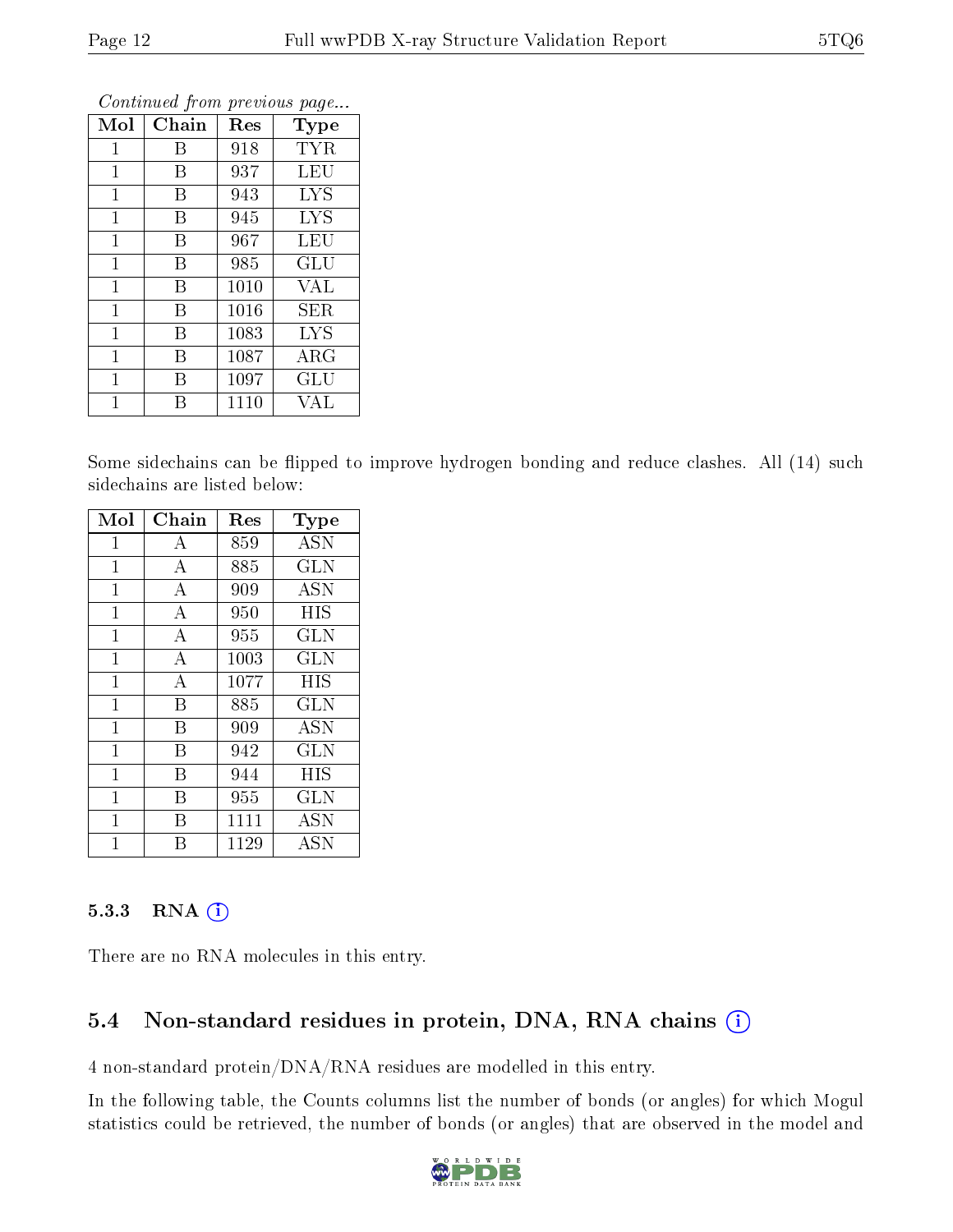*Continued from previous page...*

| Mol | Chain | Res | Type |
|---|---|---|---|
| 1 | B | 918 | TYR |
| 1 | B | 937 | LEU |
| 1 | B | 943 | LYS |
| 1 | B | 945 | LYS |
| 1 | B | 967 | LEU |
| 1 | B | 985 | GLU |
| 1 | B | 1010 | VAL |
| 1 | B | 1016 | SER |
| 1 | B | 1083 | LYS |
| 1 | B | 1087 | ARG |
| 1 | B | 1097 | GLU |
| 1 | B | 1110 | VAL |

Some sidechains can be flipped to improve hydrogen bonding and reduce clashes. All (14) such sidechains are listed below:

| Mol | Chain | Res | Type |
|---|---|---|---|
| 1 | A | 859 | ASN |
| 1 | A | 885 | GLN |
| 1 | A | 909 | ASN |
| 1 | A | 950 | HIS |
| 1 | A | 955 | GLN |
| 1 | A | 1003 | GLN |
| 1 | A | 1077 | HIS |
| 1 | B | 885 | GLN |
| 1 | B | 909 | ASN |
| 1 | B | 942 | GLN |
| 1 | B | 944 | HIS |
| 1 | B | 955 | GLN |
| 1 | B | 1111 | ASN |
| 1 | B | 1129 | ASN |

### 5.3.3 RNA

There are no RNA molecules in this entry.

## 5.4 Non-standard residues in protein, DNA, RNA chains

4 non-standard protein/DNA/RNA residues are modelled in this entry.

In the following table, the Counts columns list the number of bonds (or angles) for which Mogul statistics could be retrieved, the number of bonds (or angles) that are observed in the model and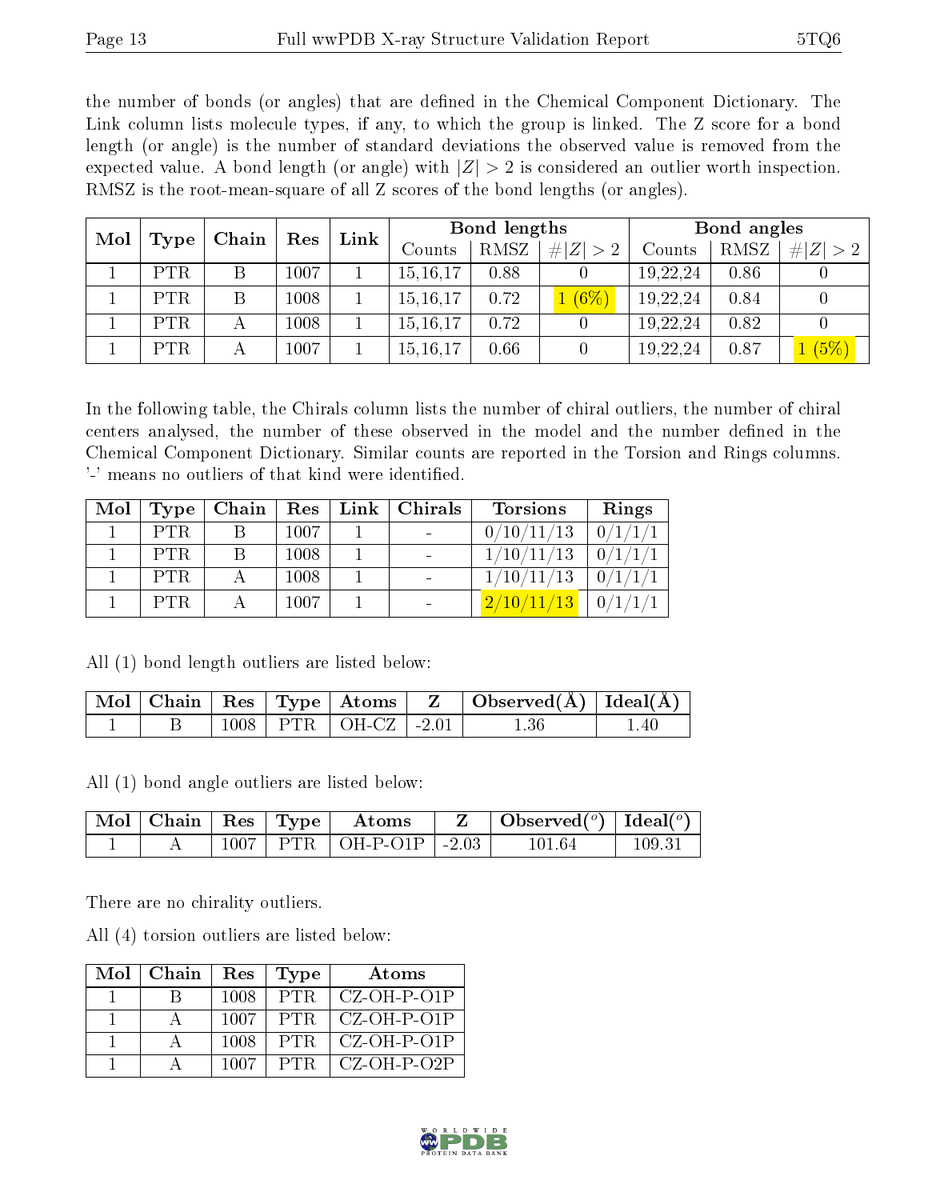the number of bonds (or angles) that are defined in the Chemical Component Dictionary. The Link column lists molecule types, if any, to which the group is linked. The Z score for a bond length (or angle) is the number of standard deviations the observed value is removed from the expected value. A bond length (or angle) with $|Z| > 2$ is considered an outlier worth inspection. RMSZ is the root-mean-square of all Z scores of the bond lengths (or angles).

| Mol | Type | Chain | Res | Link | Bond lengths | | | Bond angles | | |
|---|---|---|---|---|---|---|---|---|---|---|
| | | | | | Counts | RMSZ | $\#\|Z\| > 2$ | Counts | RMSZ | $\#\|Z\| > 2$ |
| 1 | PTR | B | 1007 | 1 | 15,16,17 | 0.88 | 0 | 19,22,24 | 0.86 | 0 |
| 1 | PTR | B | 1008 | 1 | 15,16,17 | 0.72 | 1 (6%) | 19,22,24 | 0.84 | 0 |
| 1 | PTR | A | 1008 | 1 | 15,16,17 | 0.72 | 0 | 19,22,24 | 0.82 | 0 |
| 1 | PTR | A | 1007 | 1 | 15,16,17 | 0.66 | 0 | 19,22,24 | 0.87 | 1 (5%) |

In the following table, the Chirals column lists the number of chiral outliers, the number of chiral centers analysed, the number of these observed in the model and the number defined in the Chemical Component Dictionary. Similar counts are reported in the Torsion and Rings columns. '-' means no outliers of that kind were identified.

| Mol | Type | Chain | Res | Link | Chirals | Torsions | Rings |
|---|---|---|---|---|---|---|---|
| 1 | PTR | B | 1007 | 1 | - | 0/10/11/13 | 0/1/1/1 |
| 1 | PTR | B | 1008 | 1 | - | 1/10/11/13 | 0/1/1/1 |
| 1 | PTR | A | 1008 | 1 | - | 1/10/11/13 | 0/1/1/1 |
| 1 | PTR | A | 1007 | 1 | - | 2/10/11/13 | 0/1/1/1 |

All (1) bond length outliers are listed below:

| Mol | Chain | Res | Type | Atoms | Z | Observed(Å) | Ideal(Å) |
|---|---|---|---|---|---|---|---|
| 1 | B | 1008 | PTR | OH-CZ | -2.01 | 1.36 | 1.40 |

All (1) bond angle outliers are listed below:

| Mol | Chain | Res | Type | Atoms | Z | Observed(°) | Ideal(°) |
|---|---|---|---|---|---|---|---|
| 1 | A | 1007 | PTR | OH-P-O1P | -2.03 | 101.64 | 109.31 |

There are no chirality outliers.

All (4) torsion outliers are listed below:

| Mol | Chain | Res | Type | Atoms |
|---|---|---|---|---|
| 1 | B | 1008 | PTR | CZ-OH-P-O1P |
| 1 | A | 1007 | PTR | CZ-OH-P-O1P |
| 1 | A | 1008 | PTR | CZ-OH-P-O1P |
| 1 | A | 1007 | PTR | CZ-OH-P-O2P |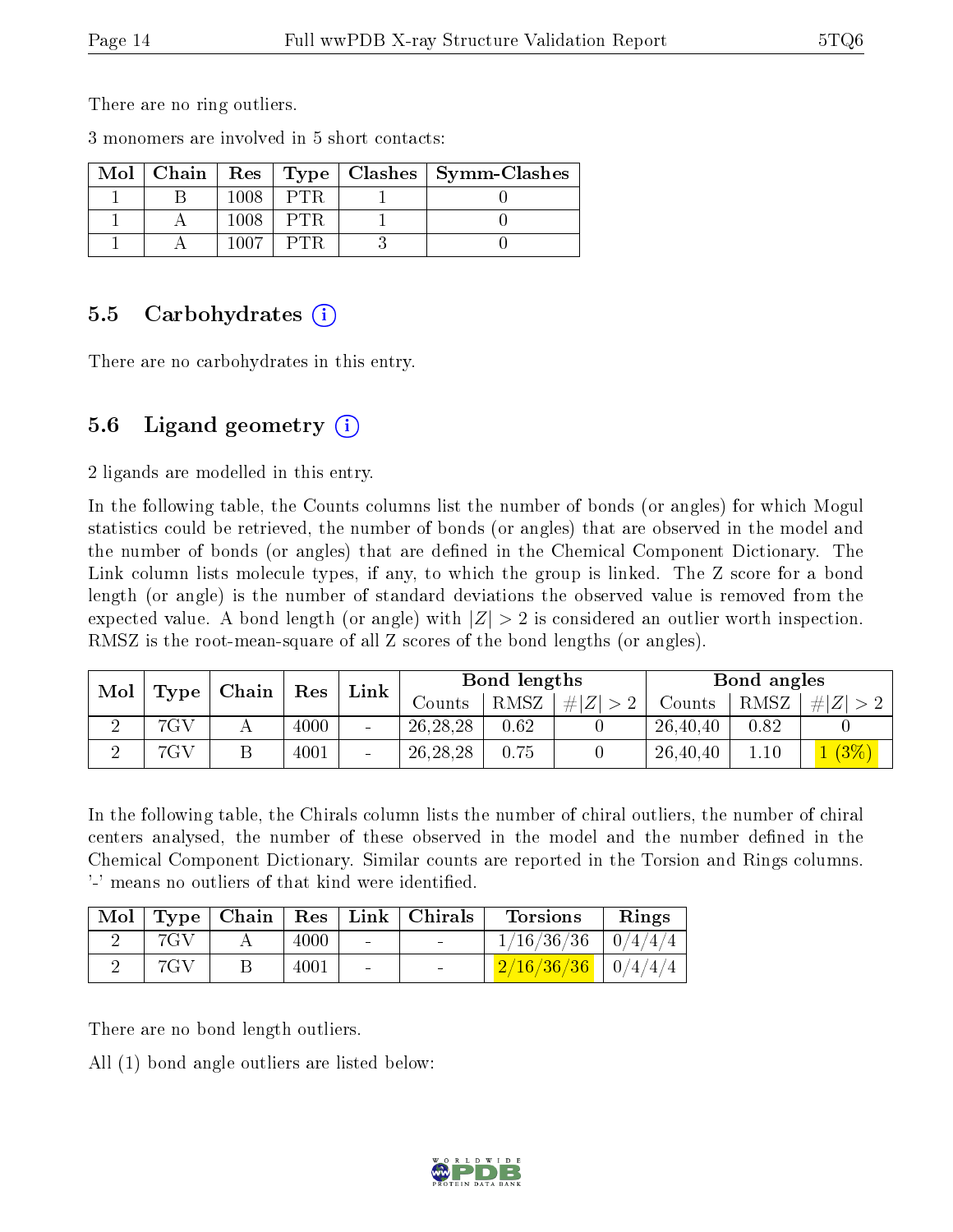There are no ring outliers.

3 monomers are involved in 5 short contacts:

| Mol | Chain | Res | Type | Clashes | Symm-Clashes |
|---|---|---|---|---|---|
| 1 | B | 1008 | PTR | 1 | 0 |
| 1 | A | 1008 | PTR | 1 | 0 |
| 1 | A | 1007 | PTR | 3 | 0 |

### 5.5 Carbohydrates (i)

There are no carbohydrates in this entry.

### 5.6 Ligand geometry (i)

2 ligands are modelled in this entry.

In the following table, the Counts columns list the number of bonds (or angles) for which Mogul statistics could be retrieved, the number of bonds (or angles) that are observed in the model and the number of bonds (or angles) that are defined in the Chemical Component Dictionary. The Link column lists molecule types, if any, to which the group is linked. The Z score for a bond length (or angle) is the number of standard deviations the observed value is removed from the expected value. A bond length (or angle) with $|Z| > 2$ is considered an outlier worth inspection. RMSZ is the root-mean-square of all Z scores of the bond lengths (or angles).

| Mol | Type | Chain | Res | Link | Bond lengths | | | Bond angles | | |
|---|---|---|---|---|---|---|---|---|---|---|
| | | | | | Counts | RMSZ | $\#\|Z\|>2$ | Counts | RMSZ | $\#\|Z\|>2$ |
| 2 | 7GV | A | 4000 | - | 26,28,28 | 0.62 | 0 | 26,40,40 | 0.82 | 0 |
| 2 | 7GV | B | 4001 | - | 26,28,28 | 0.75 | 0 | 26,40,40 | 1.10 | 1 (3%) |

In the following table, the Chirals column lists the number of chiral outliers, the number of chiral centers analysed, the number of these observed in the model and the number defined in the Chemical Component Dictionary. Similar counts are reported in the Torsion and Rings columns. '-' means no outliers of that kind were identified.

| Mol | Type | Chain | Res | Link | Chirals | Torsions | Rings |
|---|---|---|---|---|---|---|---|
| 2 | 7GV | A | 4000 | - | - | 1/16/36/36 | 0/4/4/4 |
| 2 | 7GV | B | 4001 | - | - | 2/16/36/36 | 0/4/4/4 |

There are no bond length outliers.

All (1) bond angle outliers are listed below: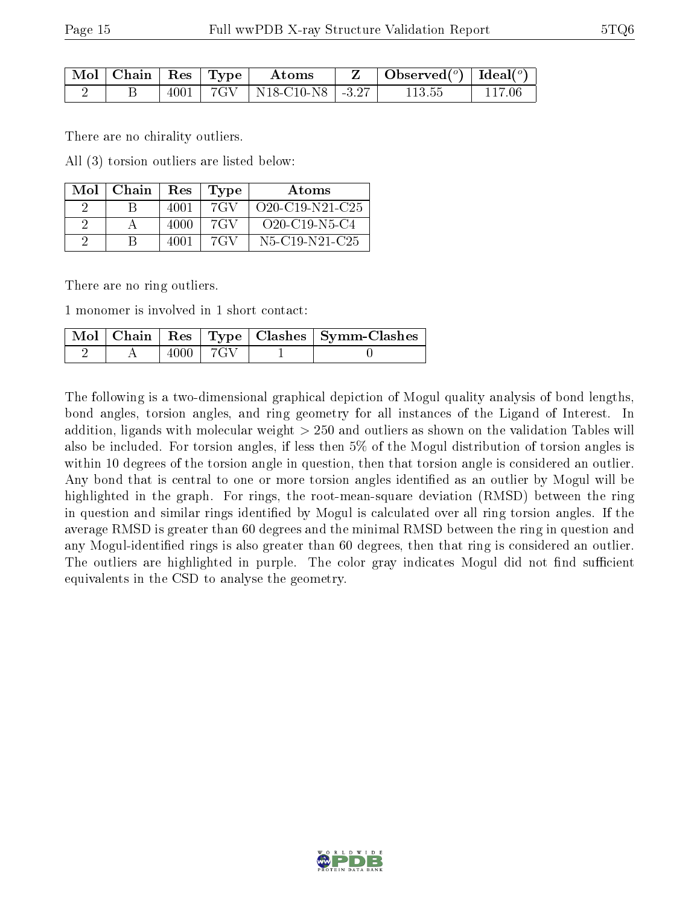| Mol | Chain | Res | Type | Atoms | Z | Observed(°) | Ideal(°) |
|---|---|---|---|---|---|---|---|
| 2 | B | 4001 | 7GV | N18-C10-N8 | -3.27 | 113.55 | 117.06 |

There are no chirality outliers.

All (3) torsion outliers are listed below:

| Mol | Chain | Res | Type | Atoms |
|---|---|---|---|---|
| 2 | B | 4001 | 7GV | O20-C19-N21-C25 |
| 2 | A | 4000 | 7GV | O20-C19-N5-C4 |
| 2 | B | 4001 | 7GV | N5-C19-N21-C25 |

There are no ring outliers.

1 monomer is involved in 1 short contact:

| Mol | Chain | Res | Type | Clashes | Symm-Clashes |
|---|---|---|---|---|---|
| 2 | A | 4000 | 7GV | 1 | 0 |

The following is a two-dimensional graphical depiction of Mogul quality analysis of bond lengths, bond angles, torsion angles, and ring geometry for all instances of the Ligand of Interest. In addition, ligands with molecular weight > 250 and outliers as shown on the validation Tables will also be included. For torsion angles, if less then 5% of the Mogul distribution of torsion angles is within 10 degrees of the torsion angle in question, then that torsion angle is considered an outlier. Any bond that is central to one or more torsion angles identified as an outlier by Mogul will be highlighted in the graph. For rings, the root-mean-square deviation (RMSD) between the ring in question and similar rings identified by Mogul is calculated over all ring torsion angles. If the average RMSD is greater than 60 degrees and the minimal RMSD between the ring in question and any Mogul-identified rings is also greater than 60 degrees, then that ring is considered an outlier. The outliers are highlighted in purple. The color gray indicates Mogul did not find sufficient equivalents in the CSD to analyse the geometry.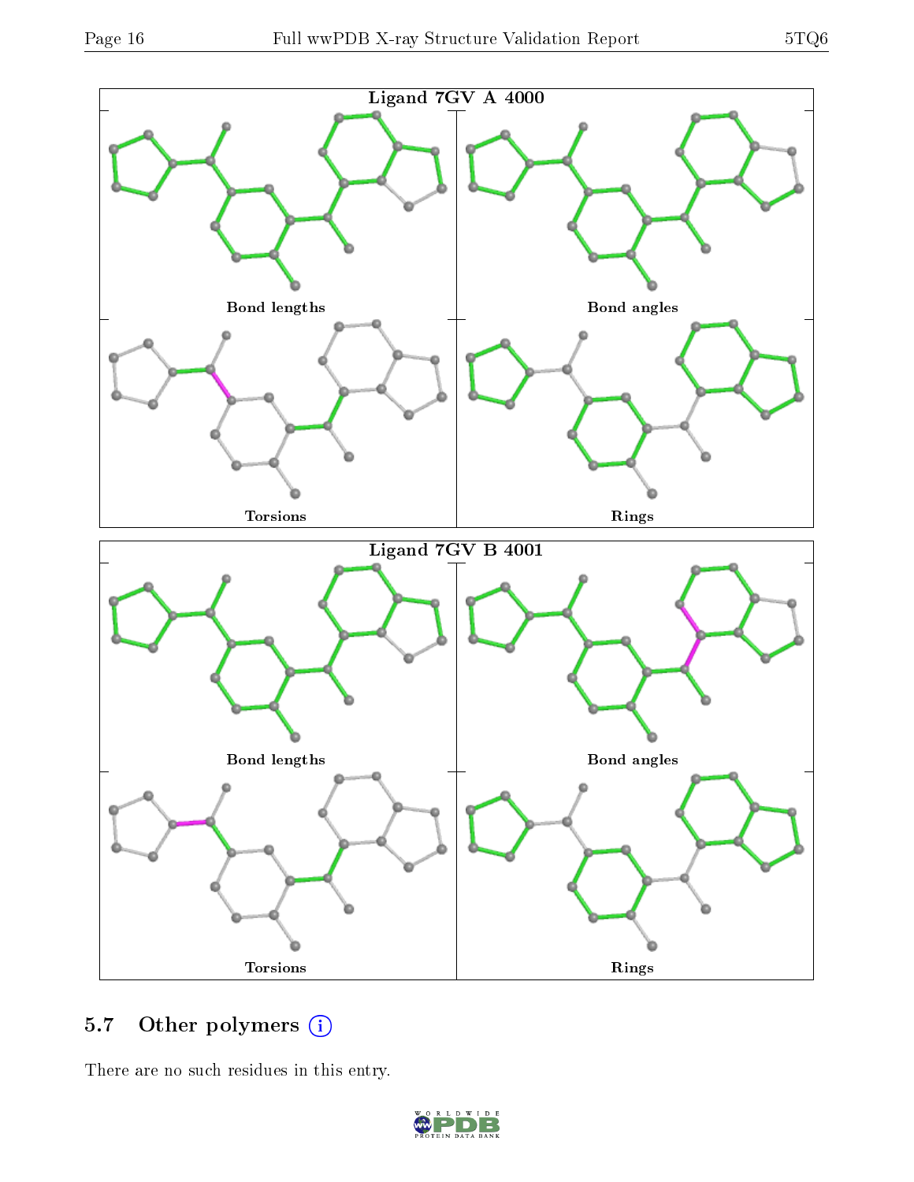Ligand 7GV A 4000

Bond lengths

Bond angles

Torsions

Rings

Ligand 7GV B 4001

Bond lengths

Bond angles

Torsions

Rings

## 5.7 Other polymers

There are no such residues in this entry.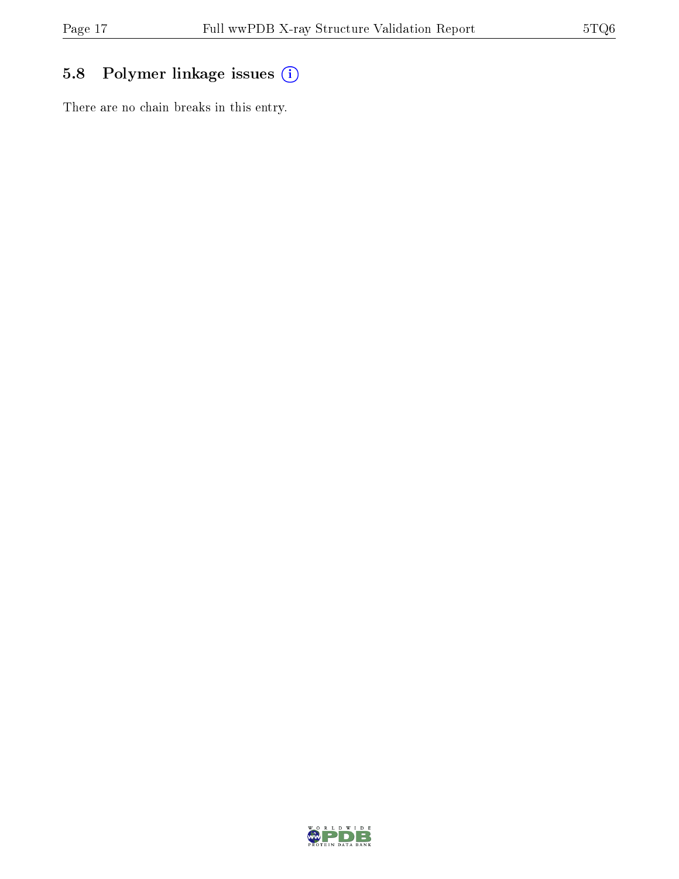## 5.8 Polymer linkage issues (i)

There are no chain breaks in this entry.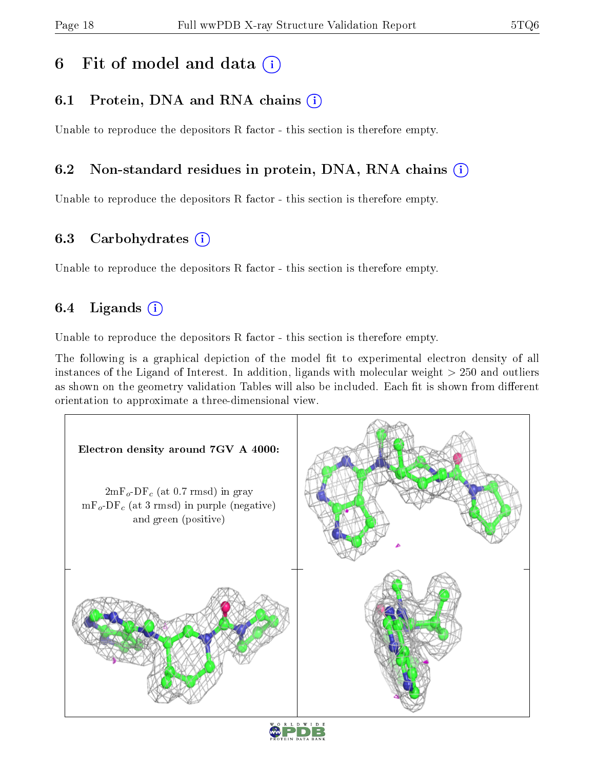# 6 Fit of model and data

## 6.1 Protein, DNA and RNA chains

Unable to reproduce the depositors R factor - this section is therefore empty.

## 6.2 Non-standard residues in protein, DNA, RNA chains

Unable to reproduce the depositors R factor - this section is therefore empty.

## 6.3 Carbohydrates

Unable to reproduce the depositors R factor - this section is therefore empty.

## 6.4 Ligands

Unable to reproduce the depositors R factor - this section is therefore empty.

The following is a graphical depiction of the model fit to experimental electron density of all instances of the Ligand of Interest. In addition, ligands with molecular weight > 250 and outliers as shown on the geometry validation Tables will also be included. Each fit is shown from different orientation to approximate a three-dimensional view.

**Electron density around 7GV A 4000:**

$2mF_o$-$DF_c$ (at 0.7 rmsd) in gray
$mF_o$-$DF_c$ (at 3 rmsd) in purple (negative) and green (positive)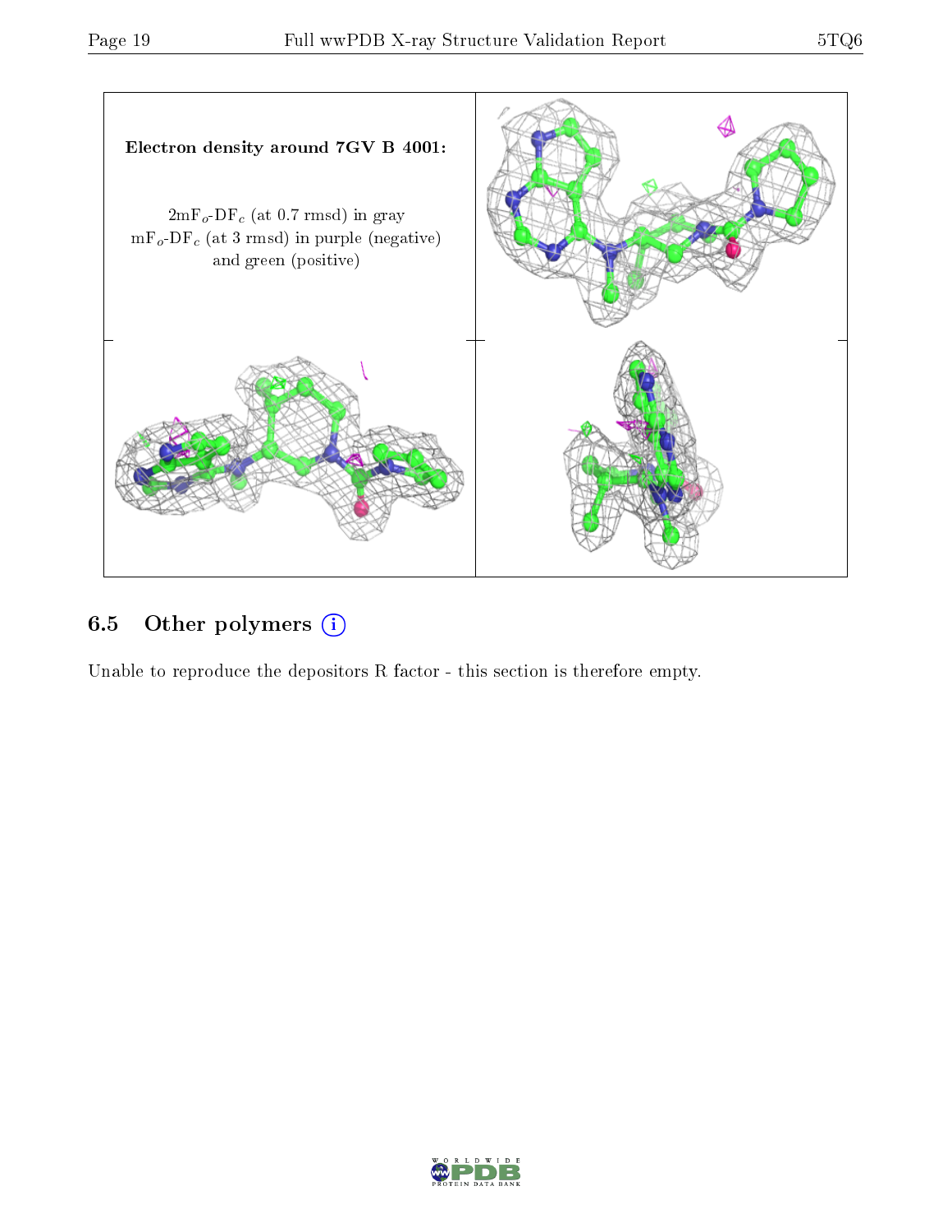**Electron density around 7GV B 4001:**

$2mF_o$-$DF_c$ (at 0.7 rmsd) in gray
$mF_o$-$DF_c$ (at 3 rmsd) in purple (negative)
and green (positive)

## 6.5 Other polymers

Unable to reproduce the depositors R factor - this section is therefore empty.